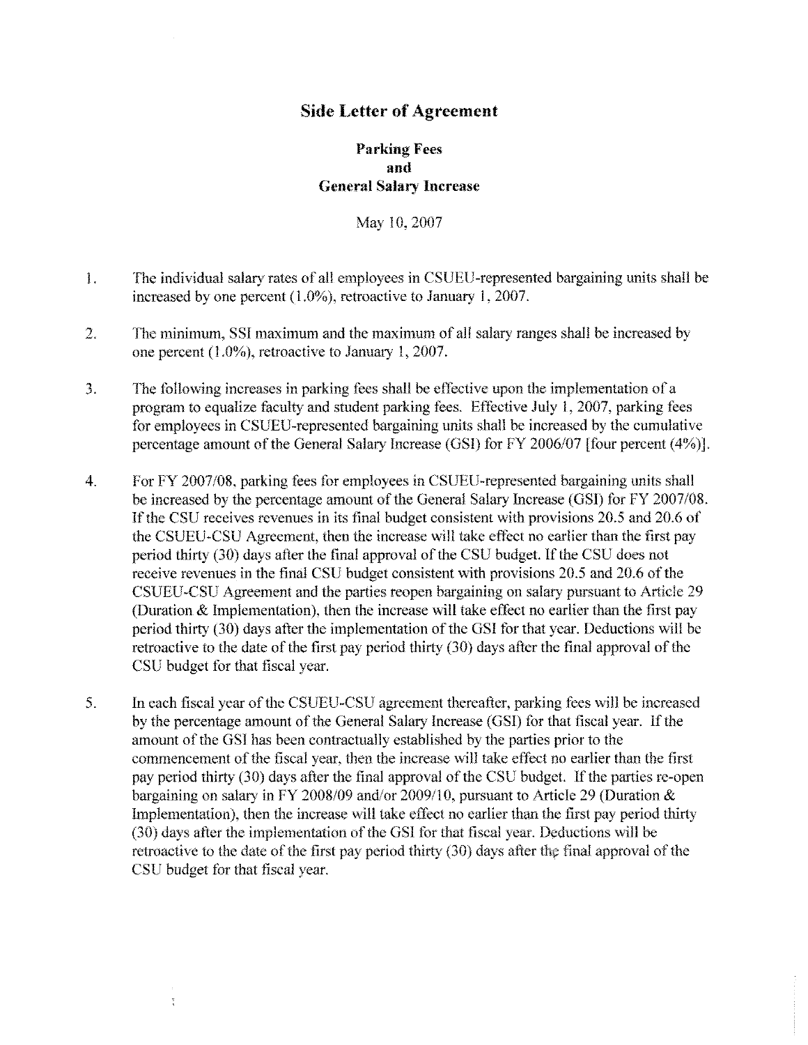# Side Letter of Agreement

## Parking Fees and General Salary Increase

May 10, 2007

1. The individual salary rates of all employees in CSUEU-represented bargaining units shall be increased by one percent (1.0%), retroactive to January 1, 2007.

2. The minimum, SSI maximum and the maximum of all salary ranges shall be increased by one percent (1.0%), retroactive to January 1, 2007.

3. The following increases in parking fees shall be effective upon the implementation of a program to equalize faculty and student parking fees. Effective July 1, 2007, parking fees for employees in CSUEU-represented bargaining units shall be increased by the cumulative percentage amount of the General Salary Increase (GSI) for FY 2006/07 [four percent (4%)].

4. For FY 2007/08, parking fees for employees in CSUEU-represented bargaining units shall be increased by the percentage amount of the General Salary Increase (GSI) for FY 2007/08. If the CSU receives revenues in its final budget consistent with provisions 20.5 and 20.6 of the CSUEU-CSU Agreement, then the increase will take effect no earlier than the first pay period thirty (30) days after the final approval of the CSU budget. If the CSU does not receive revenues in the final CSU budget consistent with provisions 20.5 and 20.6 of the CSUEU-CSU Agreement and the parties reopen bargaining on salary pursuant to Article 29 (Duration & Implementation), then the increase will take effect no earlier than the first pay period thirty (30) days after the implementation of the GSI for that year. Deductions will be retroactive to the date of the first pay period thirty (30) days after the final approval of the CSU budget for that fiscal year.

5. In each fiscal year of the CSUEU-CSU agreement thereafter, parking fees will be increased by the percentage amount of the General Salary Increase (GSI) for that fiscal year. If the amount of the GSI has been contractually established by the parties prior to the commencement of the fiscal year, then the increase will take effect no earlier than the first pay period thirty (30) days after the final approval of the CSU budget. If the parties re-open bargaining on salary in FY 2008/09 and/or 2009/10, pursuant to Article 29 (Duration & Implementation), then the increase will take effect no earlier than the first pay period thirty (30) days after the implementation of the GSI for that fiscal year. Deductions will be retroactive to the date of the first pay period thirty (30) days after the final approval of the CSU budget for that fiscal year.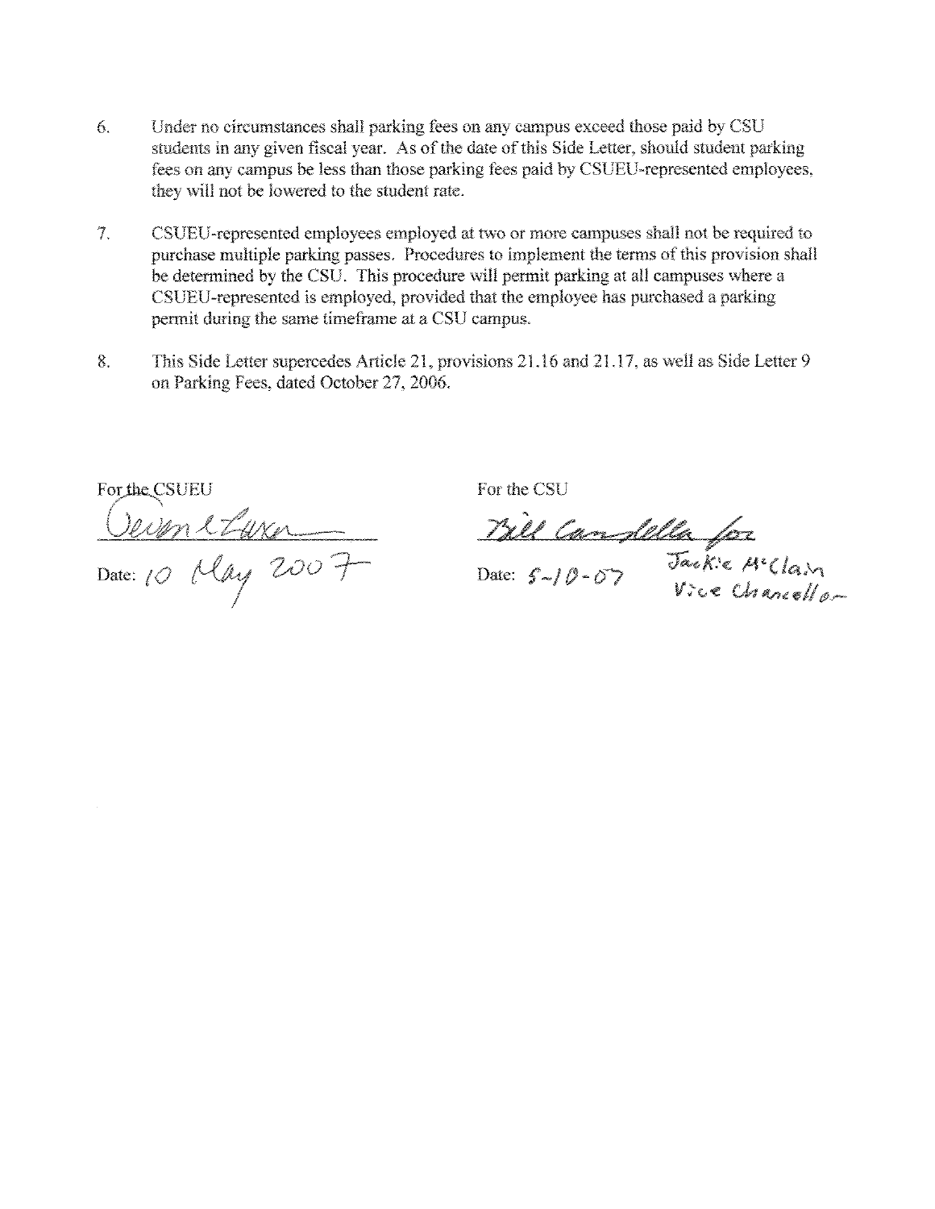6. Under no circumstances shall parking fees on any campus exceed those paid by CSU students in any given fiscal year. As of the date of this Side Letter, should student parking fees on any campus be less than those parking fees paid by CSUEU-represented employees, they will not be lowered to the student rate.

7. CSUEU-represented employees employed at two or more campuses shall not be required to purchase multiple parking passes. Procedures to implement the terms of this provision shall be determined by the CSU. This procedure will permit parking at all campuses where a CSUEU-represented is employed, provided that the employee has purchased a parking permit during the same timeframe at a CSU campus.

8. This Side Letter supercedes Article 21, provisions 21.16 and 21.17, as well as Side Letter 9 on Parking Fees, dated October 27, 2006.

| | |
|---|---|
| For the CSUEU | For the CSU |
| *Oewen Lawson* | *Bill Candella for* |
| Date: *10 May 2007* | Date: *5-10-07* *Jackie McClain Vice Chancellor* |